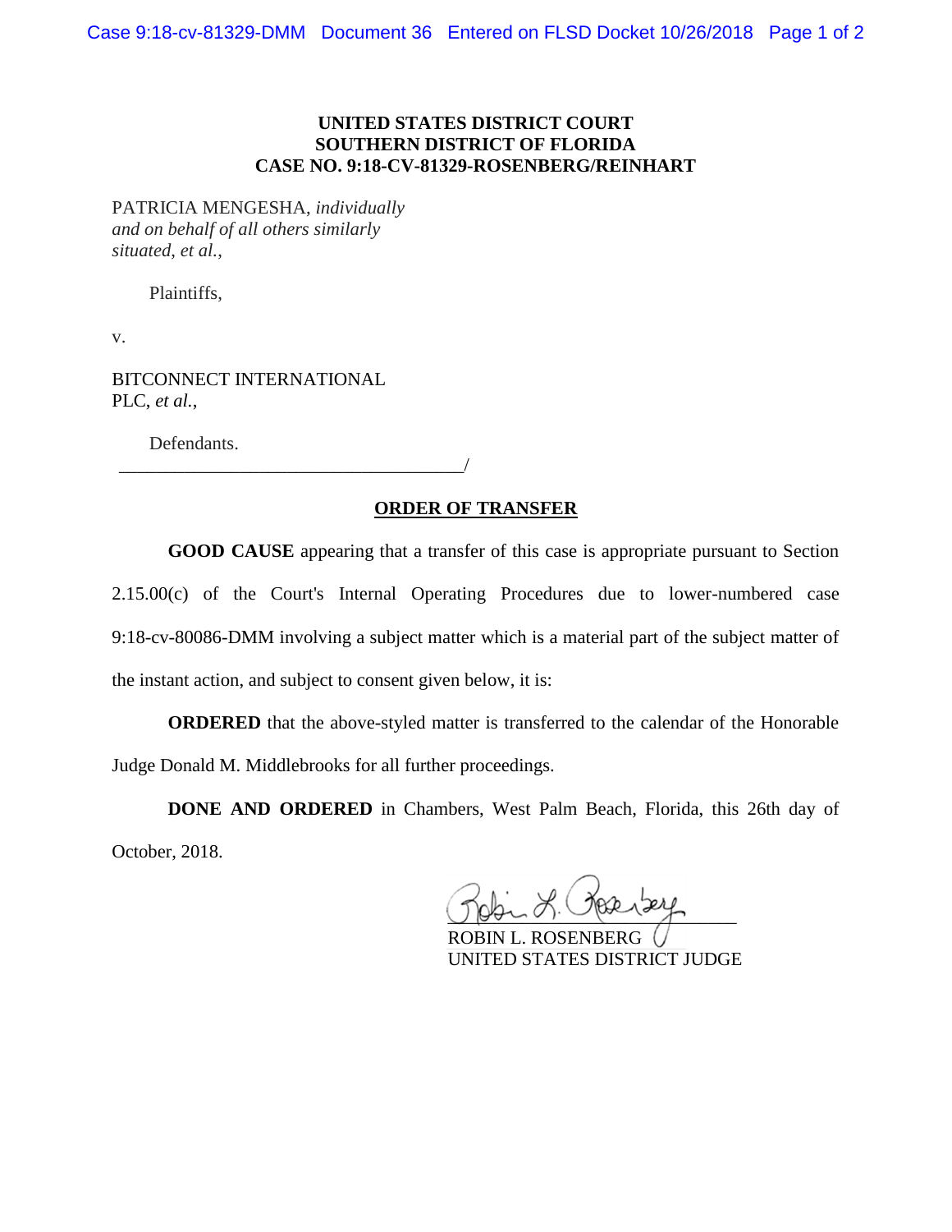**UNITED STATES DISTRICT COURT**
**SOUTHERN DISTRICT OF FLORIDA**
**CASE NO. 9:18-CV-81329-ROSENBERG/REINHART**

PATRICIA MENGESHA, *individually and on behalf of all others similarly situated*, *et al.*,

Plaintiffs,

v.

BITCONNECT INTERNATIONAL PLC, *et al.*,

Defendants.
______________________________________/

## ORDER OF TRANSFER

**GOOD CAUSE** appearing that a transfer of this case is appropriate pursuant to Section 2.15.00(c) of the Court's Internal Operating Procedures due to lower-numbered case 9:18-cv-80086-DMM involving a subject matter which is a material part of the subject matter of the instant action, and subject to consent given below, it is:

**ORDERED** that the above-styled matter is transferred to the calendar of the Honorable Judge Donald M. Middlebrooks for all further proceedings.

**DONE AND ORDERED** in Chambers, West Palm Beach, Florida, this 26th day of October, 2018.

ROBIN L. ROSENBERG
UNITED STATES DISTRICT JUDGE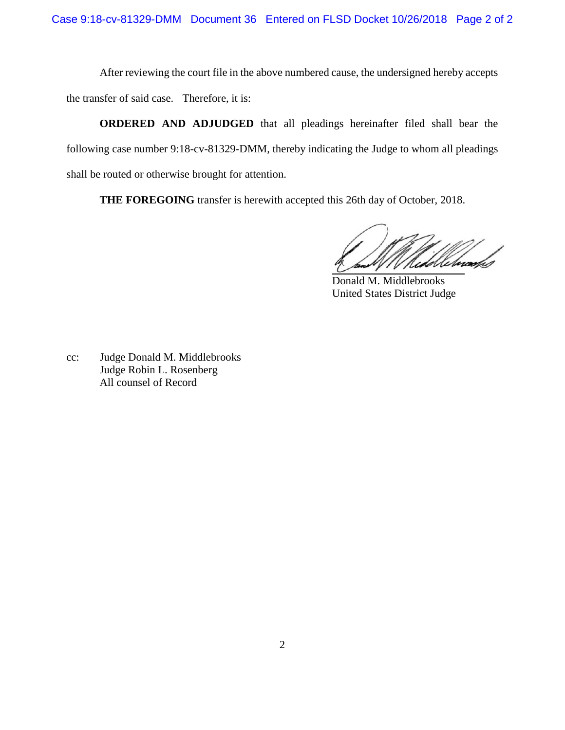After reviewing the court file in the above numbered cause, the undersigned hereby accepts the transfer of said case. Therefore, it is:

**ORDERED AND ADJUDGED** that all pleadings hereinafter filed shall bear the following case number 9:18-cv-81329-DMM, thereby indicating the Judge to whom all pleadings shall be routed or otherwise brought for attention.

**THE FOREGOING** transfer is herewith accepted this 26th day of October, 2018.

Donald M. Middlebrooks
United States District Judge

cc: Judge Donald M. Middlebrooks
Judge Robin L. Rosenberg
All counsel of Record